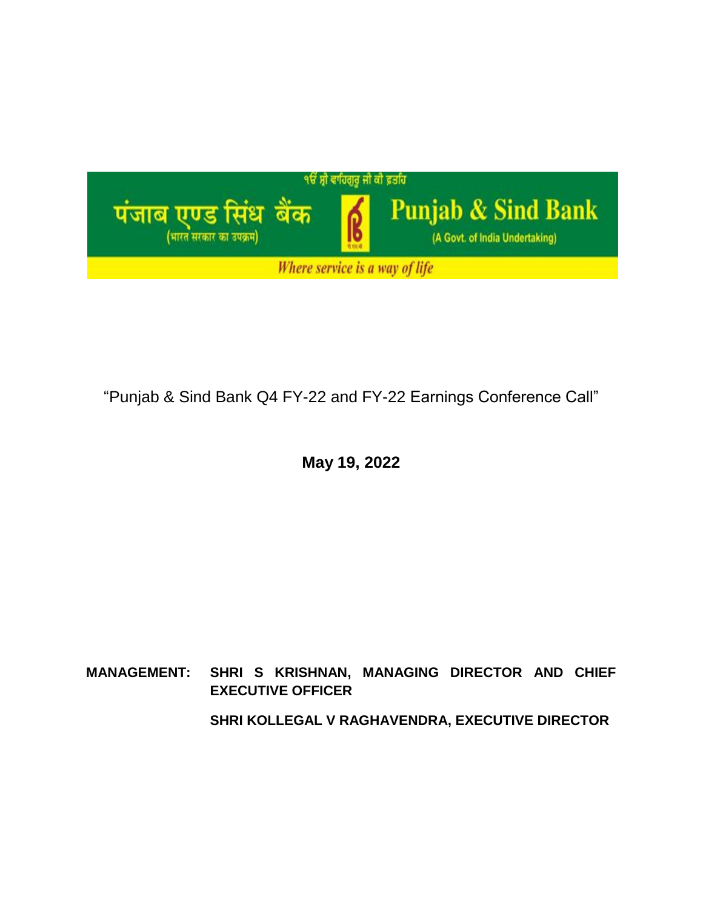੧ੴ ਸ੍ਰੀ ਵਾਹਿਗੁਰੂ ਜੀ ਕੀ ਫ਼ਤਹਿ

पंजाब एण्ड सिंध बैंक
(भारत सरकार का उपक्रम)

Punjab & Sind Bank
(A Govt. of India Undertaking)

*Where service is a way of life*

# "Punjab & Sind Bank Q4 FY-22 and FY-22 Earnings Conference Call"

**May 19, 2022**

**MANAGEMENT:** **SHRI S KRISHNAN, MANAGING DIRECTOR AND CHIEF EXECUTIVE OFFICER**

**SHRI KOLLEGAL V RAGHAVENDRA, EXECUTIVE DIRECTOR**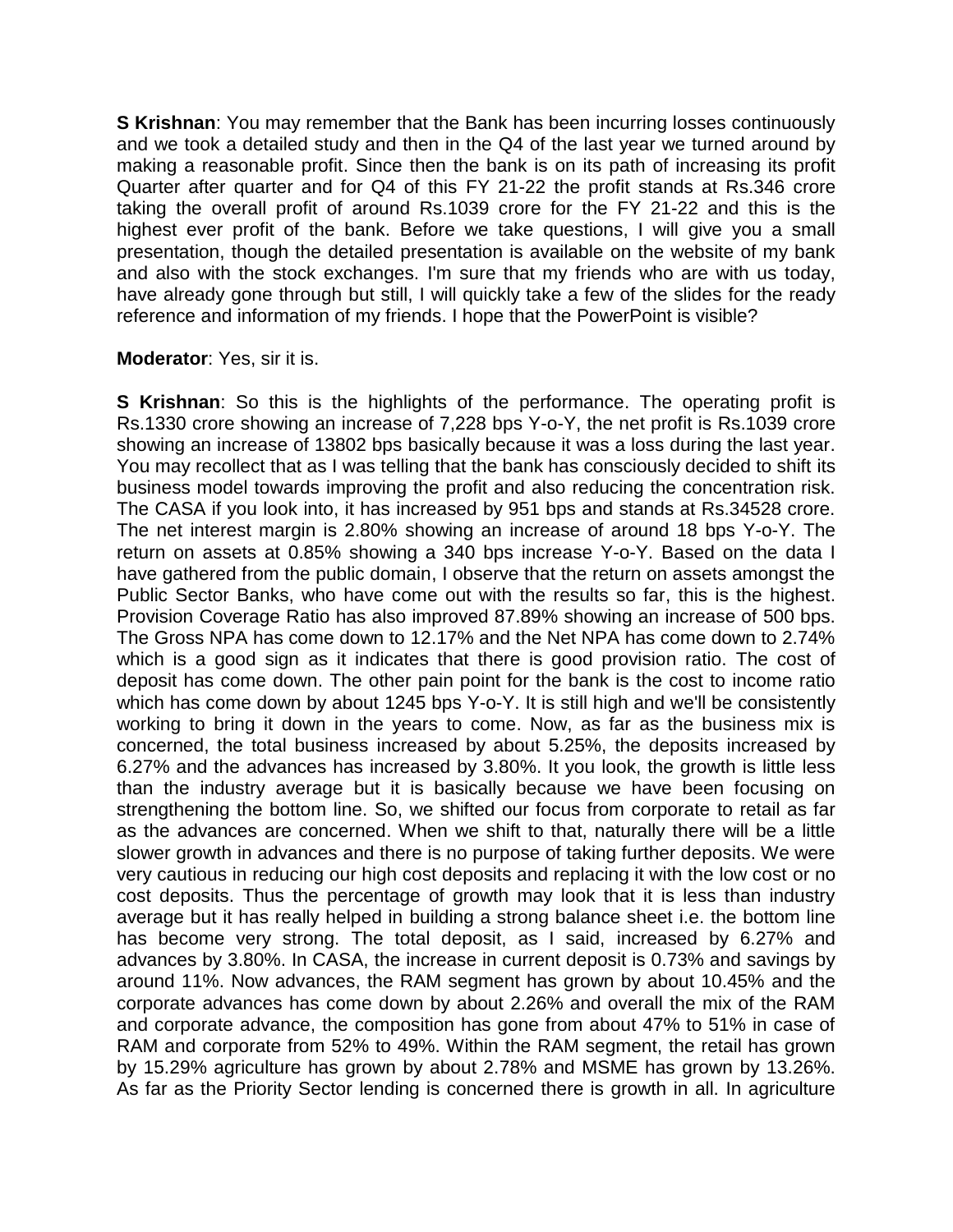**S Krishnan**: You may remember that the Bank has been incurring losses continuously and we took a detailed study and then in the Q4 of the last year we turned around by making a reasonable profit. Since then the bank is on its path of increasing its profit Quarter after quarter and for Q4 of this FY 21-22 the profit stands at Rs.346 crore taking the overall profit of around Rs.1039 crore for the FY 21-22 and this is the highest ever profit of the bank. Before we take questions, I will give you a small presentation, though the detailed presentation is available on the website of my bank and also with the stock exchanges. I'm sure that my friends who are with us today, have already gone through but still, I will quickly take a few of the slides for the ready reference and information of my friends. I hope that the PowerPoint is visible?

**Moderator**: Yes, sir it is.

**S Krishnan**: So this is the highlights of the performance. The operating profit is Rs.1330 crore showing an increase of 7,228 bps Y-o-Y, the net profit is Rs.1039 crore showing an increase of 13802 bps basically because it was a loss during the last year. You may recollect that as I was telling that the bank has consciously decided to shift its business model towards improving the profit and also reducing the concentration risk. The CASA if you look into, it has increased by 951 bps and stands at Rs.34528 crore. The net interest margin is 2.80% showing an increase of around 18 bps Y-o-Y. The return on assets at 0.85% showing a 340 bps increase Y-o-Y. Based on the data I have gathered from the public domain, I observe that the return on assets amongst the Public Sector Banks, who have come out with the results so far, this is the highest. Provision Coverage Ratio has also improved 87.89% showing an increase of 500 bps. The Gross NPA has come down to 12.17% and the Net NPA has come down to 2.74% which is a good sign as it indicates that there is good provision ratio. The cost of deposit has come down. The other pain point for the bank is the cost to income ratio which has come down by about 1245 bps Y-o-Y. It is still high and we'll be consistently working to bring it down in the years to come. Now, as far as the business mix is concerned, the total business increased by about 5.25%, the deposits increased by 6.27% and the advances has increased by 3.80%. It you look, the growth is little less than the industry average but it is basically because we have been focusing on strengthening the bottom line. So, we shifted our focus from corporate to retail as far as the advances are concerned. When we shift to that, naturally there will be a little slower growth in advances and there is no purpose of taking further deposits. We were very cautious in reducing our high cost deposits and replacing it with the low cost or no cost deposits. Thus the percentage of growth may look that it is less than industry average but it has really helped in building a strong balance sheet i.e. the bottom line has become very strong. The total deposit, as I said, increased by 6.27% and advances by 3.80%. In CASA, the increase in current deposit is 0.73% and savings by around 11%. Now advances, the RAM segment has grown by about 10.45% and the corporate advances has come down by about 2.26% and overall the mix of the RAM and corporate advance, the composition has gone from about 47% to 51% in case of RAM and corporate from 52% to 49%. Within the RAM segment, the retail has grown by 15.29% agriculture has grown by about 2.78% and MSME has grown by 13.26%. As far as the Priority Sector lending is concerned there is growth in all. In agriculture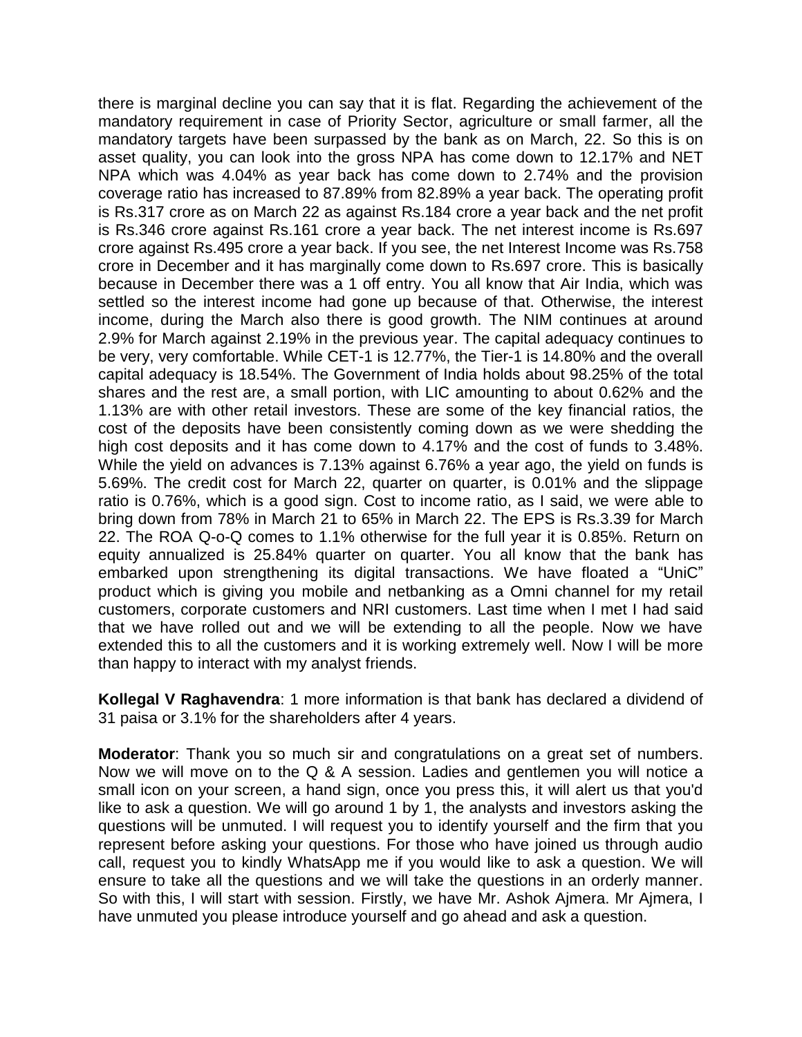there is marginal decline you can say that it is flat. Regarding the achievement of the mandatory requirement in case of Priority Sector, agriculture or small farmer, all the mandatory targets have been surpassed by the bank as on March, 22. So this is on asset quality, you can look into the gross NPA has come down to 12.17% and NET NPA which was 4.04% as year back has come down to 2.74% and the provision coverage ratio has increased to 87.89% from 82.89% a year back. The operating profit is Rs.317 crore as on March 22 as against Rs.184 crore a year back and the net profit is Rs.346 crore against Rs.161 crore a year back. The net interest income is Rs.697 crore against Rs.495 crore a year back. If you see, the net Interest Income was Rs.758 crore in December and it has marginally come down to Rs.697 crore. This is basically because in December there was a 1 off entry. You all know that Air India, which was settled so the interest income had gone up because of that. Otherwise, the interest income, during the March also there is good growth. The NIM continues at around 2.9% for March against 2.19% in the previous year. The capital adequacy continues to be very, very comfortable. While CET-1 is 12.77%, the Tier-1 is 14.80% and the overall capital adequacy is 18.54%. The Government of India holds about 98.25% of the total shares and the rest are, a small portion, with LIC amounting to about 0.62% and the 1.13% are with other retail investors. These are some of the key financial ratios, the cost of the deposits have been consistently coming down as we were shedding the high cost deposits and it has come down to 4.17% and the cost of funds to 3.48%. While the yield on advances is 7.13% against 6.76% a year ago, the yield on funds is 5.69%. The credit cost for March 22, quarter on quarter, is 0.01% and the slippage ratio is 0.76%, which is a good sign. Cost to income ratio, as I said, we were able to bring down from 78% in March 21 to 65% in March 22. The EPS is Rs.3.39 for March 22. The ROA Q-o-Q comes to 1.1% otherwise for the full year it is 0.85%. Return on equity annualized is 25.84% quarter on quarter. You all know that the bank has embarked upon strengthening its digital transactions. We have floated a "UniC" product which is giving you mobile and netbanking as a Omni channel for my retail customers, corporate customers and NRI customers. Last time when I met I had said that we have rolled out and we will be extending to all the people. Now we have extended this to all the customers and it is working extremely well. Now I will be more than happy to interact with my analyst friends.

**Kollegal V Raghavendra**: 1 more information is that bank has declared a dividend of 31 paisa or 3.1% for the shareholders after 4 years.

**Moderator**: Thank you so much sir and congratulations on a great set of numbers. Now we will move on to the Q & A session. Ladies and gentlemen you will notice a small icon on your screen, a hand sign, once you press this, it will alert us that you'd like to ask a question. We will go around 1 by 1, the analysts and investors asking the questions will be unmuted. I will request you to identify yourself and the firm that you represent before asking your questions. For those who have joined us through audio call, request you to kindly WhatsApp me if you would like to ask a question. We will ensure to take all the questions and we will take the questions in an orderly manner. So with this, I will start with session. Firstly, we have Mr. Ashok Ajmera. Mr Ajmera, I have unmuted you please introduce yourself and go ahead and ask a question.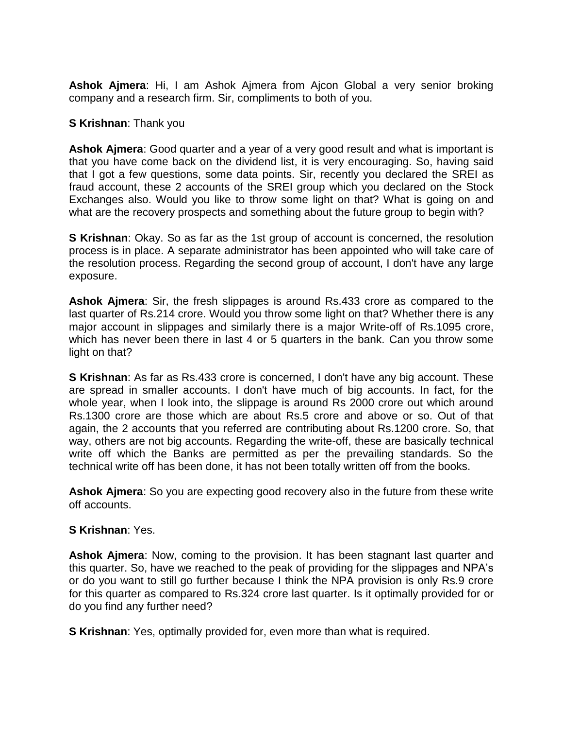**Ashok Ajmera**: Hi, I am Ashok Ajmera from Ajcon Global a very senior broking company and a research firm. Sir, compliments to both of you.

**S Krishnan**: Thank you

**Ashok Ajmera**: Good quarter and a year of a very good result and what is important is that you have come back on the dividend list, it is very encouraging. So, having said that I got a few questions, some data points. Sir, recently you declared the SREI as fraud account, these 2 accounts of the SREI group which you declared on the Stock Exchanges also. Would you like to throw some light on that? What is going on and what are the recovery prospects and something about the future group to begin with?

**S Krishnan**: Okay. So as far as the 1st group of account is concerned, the resolution process is in place. A separate administrator has been appointed who will take care of the resolution process. Regarding the second group of account, I don't have any large exposure.

**Ashok Ajmera**: Sir, the fresh slippages is around Rs.433 crore as compared to the last quarter of Rs.214 crore. Would you throw some light on that? Whether there is any major account in slippages and similarly there is a major Write-off of Rs.1095 crore, which has never been there in last 4 or 5 quarters in the bank. Can you throw some light on that?

**S Krishnan**: As far as Rs.433 crore is concerned, I don't have any big account. These are spread in smaller accounts. I don't have much of big accounts. In fact, for the whole year, when I look into, the slippage is around Rs 2000 crore out which around Rs.1300 crore are those which are about Rs.5 crore and above or so. Out of that again, the 2 accounts that you referred are contributing about Rs.1200 crore. So, that way, others are not big accounts. Regarding the write-off, these are basically technical write off which the Banks are permitted as per the prevailing standards. So the technical write off has been done, it has not been totally written off from the books.

**Ashok Ajmera**: So you are expecting good recovery also in the future from these write off accounts.

**S Krishnan**: Yes.

**Ashok Ajmera**: Now, coming to the provision. It has been stagnant last quarter and this quarter. So, have we reached to the peak of providing for the slippages and NPA's or do you want to still go further because I think the NPA provision is only Rs.9 crore for this quarter as compared to Rs.324 crore last quarter. Is it optimally provided for or do you find any further need?

**S Krishnan**: Yes, optimally provided for, even more than what is required.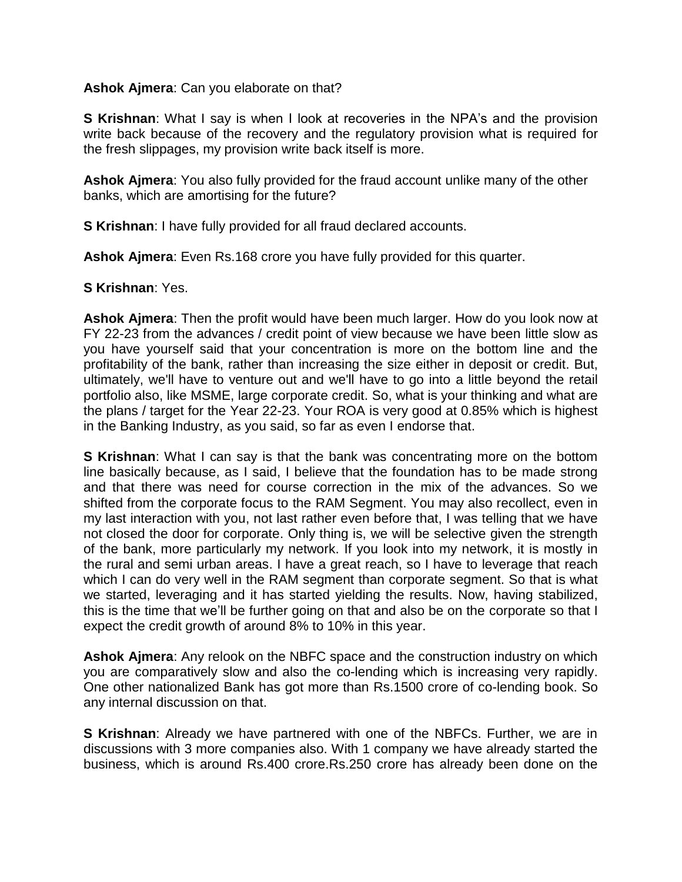**Ashok Ajmera**: Can you elaborate on that?

**S Krishnan**: What I say is when I look at recoveries in the NPA's and the provision write back because of the recovery and the regulatory provision what is required for the fresh slippages, my provision write back itself is more.

**Ashok Ajmera**: You also fully provided for the fraud account unlike many of the other banks, which are amortising for the future?

**S Krishnan**: I have fully provided for all fraud declared accounts.

**Ashok Ajmera**: Even Rs.168 crore you have fully provided for this quarter.

**S Krishnan**: Yes.

**Ashok Ajmera**: Then the profit would have been much larger. How do you look now at FY 22-23 from the advances / credit point of view because we have been little slow as you have yourself said that your concentration is more on the bottom line and the profitability of the bank, rather than increasing the size either in deposit or credit. But, ultimately, we'll have to venture out and we'll have to go into a little beyond the retail portfolio also, like MSME, large corporate credit. So, what is your thinking and what are the plans / target for the Year 22-23. Your ROA is very good at 0.85% which is highest in the Banking Industry, as you said, so far as even I endorse that.

**S Krishnan**: What I can say is that the bank was concentrating more on the bottom line basically because, as I said, I believe that the foundation has to be made strong and that there was need for course correction in the mix of the advances. So we shifted from the corporate focus to the RAM Segment. You may also recollect, even in my last interaction with you, not last rather even before that, I was telling that we have not closed the door for corporate. Only thing is, we will be selective given the strength of the bank, more particularly my network. If you look into my network, it is mostly in the rural and semi urban areas. I have a great reach, so I have to leverage that reach which I can do very well in the RAM segment than corporate segment. So that is what we started, leveraging and it has started yielding the results. Now, having stabilized, this is the time that we'll be further going on that and also be on the corporate so that I expect the credit growth of around 8% to 10% in this year.

**Ashok Ajmera**: Any relook on the NBFC space and the construction industry on which you are comparatively slow and also the co-lending which is increasing very rapidly. One other nationalized Bank has got more than Rs.1500 crore of co-lending book. So any internal discussion on that.

**S Krishnan**: Already we have partnered with one of the NBFCs. Further, we are in discussions with 3 more companies also. With 1 company we have already started the business, which is around Rs.400 crore.Rs.250 crore has already been done on the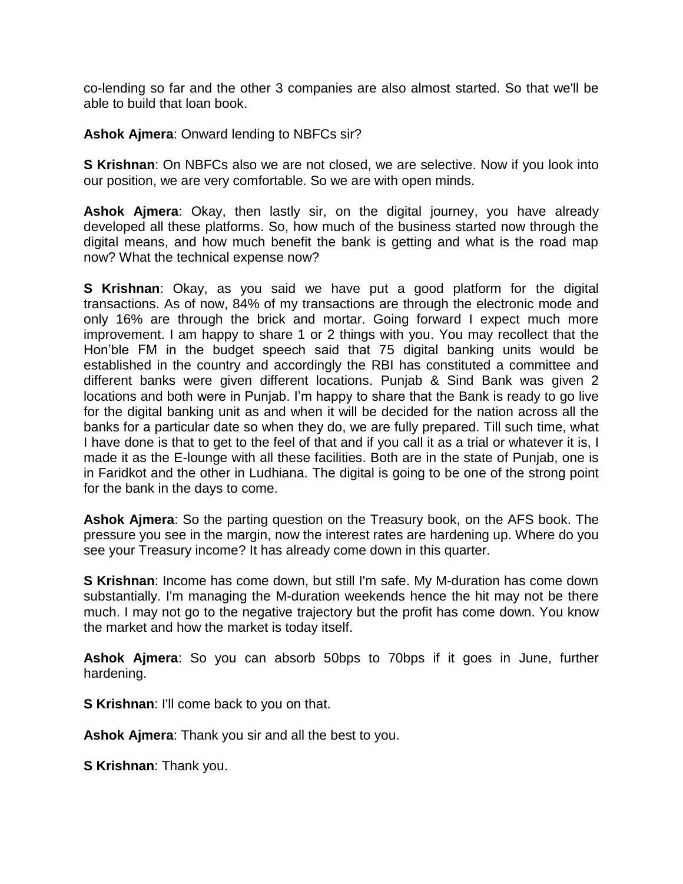co-lending so far and the other 3 companies are also almost started. So that we'll be able to build that loan book.

**Ashok Ajmera**: Onward lending to NBFCs sir?

**S Krishnan**: On NBFCs also we are not closed, we are selective. Now if you look into our position, we are very comfortable. So we are with open minds.

**Ashok Ajmera**: Okay, then lastly sir, on the digital journey, you have already developed all these platforms. So, how much of the business started now through the digital means, and how much benefit the bank is getting and what is the road map now? What the technical expense now?

**S Krishnan**: Okay, as you said we have put a good platform for the digital transactions. As of now, 84% of my transactions are through the electronic mode and only 16% are through the brick and mortar. Going forward I expect much more improvement. I am happy to share 1 or 2 things with you. You may recollect that the Hon'ble FM in the budget speech said that 75 digital banking units would be established in the country and accordingly the RBI has constituted a committee and different banks were given different locations. Punjab & Sind Bank was given 2 locations and both were in Punjab. I'm happy to share that the Bank is ready to go live for the digital banking unit as and when it will be decided for the nation across all the banks for a particular date so when they do, we are fully prepared. Till such time, what I have done is that to get to the feel of that and if you call it as a trial or whatever it is, I made it as the E-lounge with all these facilities. Both are in the state of Punjab, one is in Faridkot and the other in Ludhiana. The digital is going to be one of the strong point for the bank in the days to come.

**Ashok Ajmera**: So the parting question on the Treasury book, on the AFS book. The pressure you see in the margin, now the interest rates are hardening up. Where do you see your Treasury income? It has already come down in this quarter.

**S Krishnan**: Income has come down, but still I'm safe. My M-duration has come down substantially. I'm managing the M-duration weekends hence the hit may not be there much. I may not go to the negative trajectory but the profit has come down. You know the market and how the market is today itself.

**Ashok Ajmera**: So you can absorb 50bps to 70bps if it goes in June, further hardening.

**S Krishnan**: I'll come back to you on that.

**Ashok Ajmera**: Thank you sir and all the best to you.

**S Krishnan**: Thank you.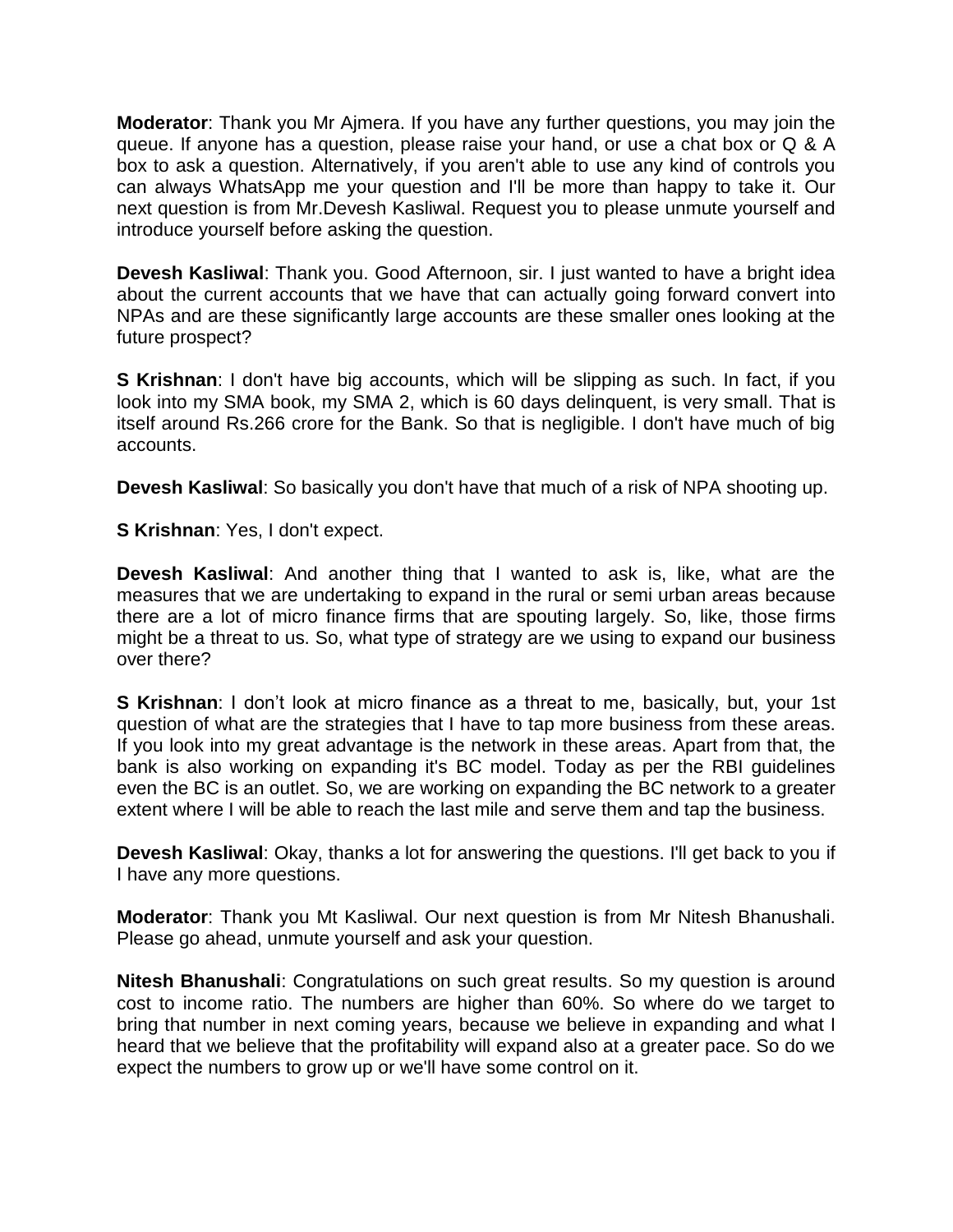**Moderator**: Thank you Mr Ajmera. If you have any further questions, you may join the queue. If anyone has a question, please raise your hand, or use a chat box or Q & A box to ask a question. Alternatively, if you aren't able to use any kind of controls you can always WhatsApp me your question and I'll be more than happy to take it. Our next question is from Mr.Devesh Kasliwal. Request you to please unmute yourself and introduce yourself before asking the question.

**Devesh Kasliwal**: Thank you. Good Afternoon, sir. I just wanted to have a bright idea about the current accounts that we have that can actually going forward convert into NPAs and are these significantly large accounts are these smaller ones looking at the future prospect?

**S Krishnan**: I don't have big accounts, which will be slipping as such. In fact, if you look into my SMA book, my SMA 2, which is 60 days delinquent, is very small. That is itself around Rs.266 crore for the Bank. So that is negligible. I don't have much of big accounts.

**Devesh Kasliwal**: So basically you don't have that much of a risk of NPA shooting up.

**S Krishnan**: Yes, I don't expect.

**Devesh Kasliwal**: And another thing that I wanted to ask is, like, what are the measures that we are undertaking to expand in the rural or semi urban areas because there are a lot of micro finance firms that are spouting largely. So, like, those firms might be a threat to us. So, what type of strategy are we using to expand our business over there?

**S Krishnan**: I don't look at micro finance as a threat to me, basically, but, your 1st question of what are the strategies that I have to tap more business from these areas. If you look into my great advantage is the network in these areas. Apart from that, the bank is also working on expanding it's BC model. Today as per the RBI guidelines even the BC is an outlet. So, we are working on expanding the BC network to a greater extent where I will be able to reach the last mile and serve them and tap the business.

**Devesh Kasliwal**: Okay, thanks a lot for answering the questions. I'll get back to you if I have any more questions.

**Moderator**: Thank you Mt Kasliwal. Our next question is from Mr Nitesh Bhanushali. Please go ahead, unmute yourself and ask your question.

**Nitesh Bhanushali**: Congratulations on such great results. So my question is around cost to income ratio. The numbers are higher than 60%. So where do we target to bring that number in next coming years, because we believe in expanding and what I heard that we believe that the profitability will expand also at a greater pace. So do we expect the numbers to grow up or we'll have some control on it.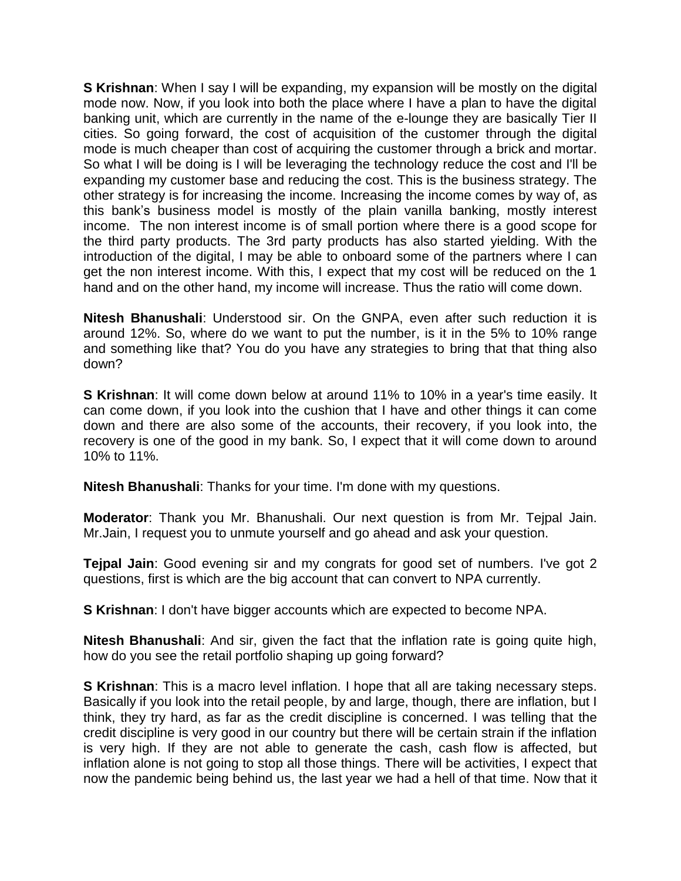**S Krishnan**: When I say I will be expanding, my expansion will be mostly on the digital mode now. Now, if you look into both the place where I have a plan to have the digital banking unit, which are currently in the name of the e-lounge they are basically Tier II cities. So going forward, the cost of acquisition of the customer through the digital mode is much cheaper than cost of acquiring the customer through a brick and mortar. So what I will be doing is I will be leveraging the technology reduce the cost and I'll be expanding my customer base and reducing the cost. This is the business strategy. The other strategy is for increasing the income. Increasing the income comes by way of, as this bank's business model is mostly of the plain vanilla banking, mostly interest income. The non interest income is of small portion where there is a good scope for the third party products. The 3rd party products has also started yielding. With the introduction of the digital, I may be able to onboard some of the partners where I can get the non interest income. With this, I expect that my cost will be reduced on the 1 hand and on the other hand, my income will increase. Thus the ratio will come down.

**Nitesh Bhanushali**: Understood sir. On the GNPA, even after such reduction it is around 12%. So, where do we want to put the number, is it in the 5% to 10% range and something like that? You do you have any strategies to bring that that thing also down?

**S Krishnan**: It will come down below at around 11% to 10% in a year's time easily. It can come down, if you look into the cushion that I have and other things it can come down and there are also some of the accounts, their recovery, if you look into, the recovery is one of the good in my bank. So, I expect that it will come down to around 10% to 11%.

**Nitesh Bhanushali**: Thanks for your time. I'm done with my questions.

**Moderator**: Thank you Mr. Bhanushali. Our next question is from Mr. Tejpal Jain. Mr.Jain, I request you to unmute yourself and go ahead and ask your question.

**Tejpal Jain**: Good evening sir and my congrats for good set of numbers. I've got 2 questions, first is which are the big account that can convert to NPA currently.

**S Krishnan**: I don't have bigger accounts which are expected to become NPA.

**Nitesh Bhanushali**: And sir, given the fact that the inflation rate is going quite high, how do you see the retail portfolio shaping up going forward?

**S Krishnan**: This is a macro level inflation. I hope that all are taking necessary steps. Basically if you look into the retail people, by and large, though, there are inflation, but I think, they try hard, as far as the credit discipline is concerned. I was telling that the credit discipline is very good in our country but there will be certain strain if the inflation is very high. If they are not able to generate the cash, cash flow is affected, but inflation alone is not going to stop all those things. There will be activities, I expect that now the pandemic being behind us, the last year we had a hell of that time. Now that it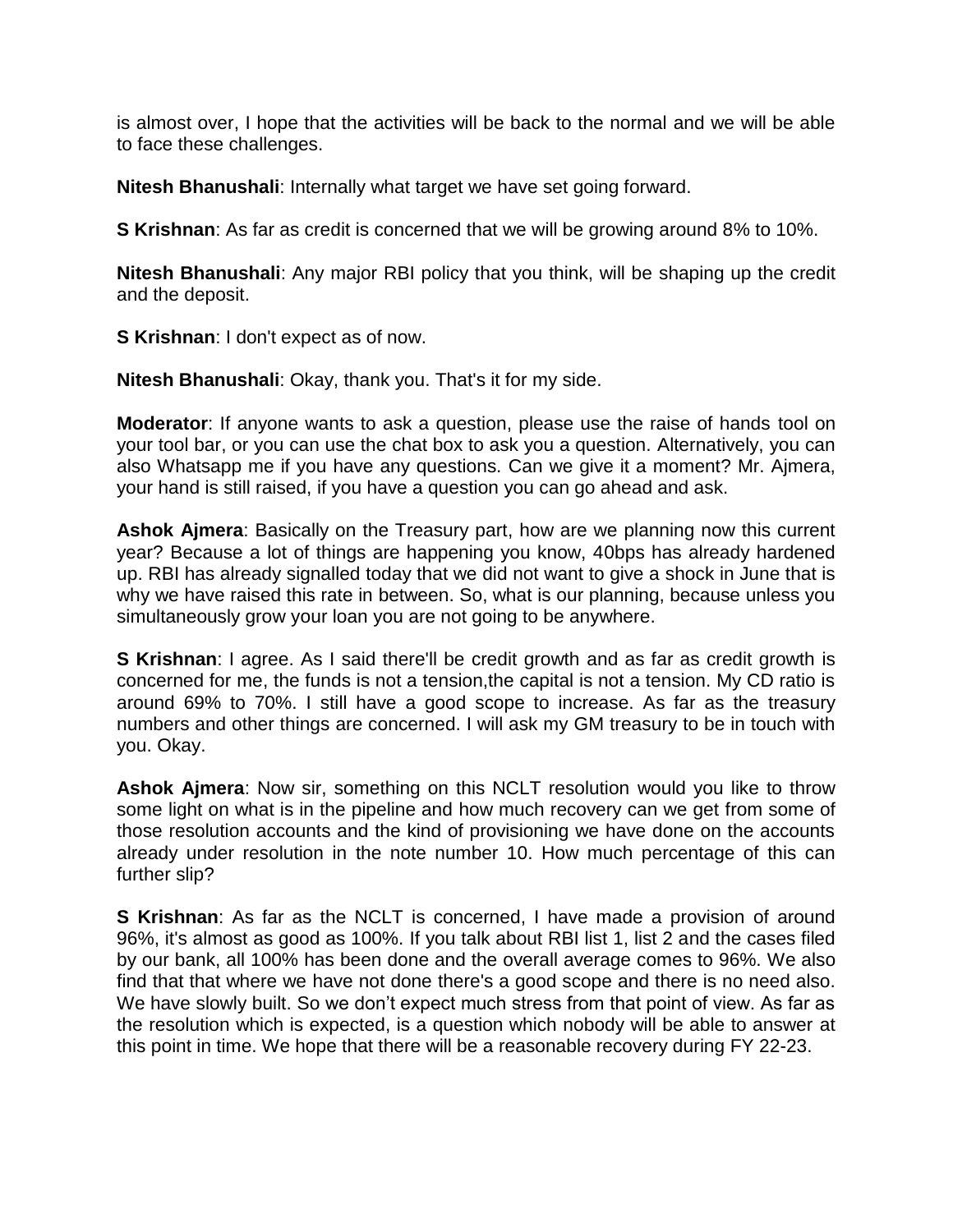is almost over, I hope that the activities will be back to the normal and we will be able to face these challenges.

**Nitesh Bhanushali**: Internally what target we have set going forward.

**S Krishnan**: As far as credit is concerned that we will be growing around 8% to 10%.

**Nitesh Bhanushali**: Any major RBI policy that you think, will be shaping up the credit and the deposit.

**S Krishnan**: I don't expect as of now.

**Nitesh Bhanushali**: Okay, thank you. That's it for my side.

**Moderator**: If anyone wants to ask a question, please use the raise of hands tool on your tool bar, or you can use the chat box to ask you a question. Alternatively, you can also Whatsapp me if you have any questions. Can we give it a moment? Mr. Ajmera, your hand is still raised, if you have a question you can go ahead and ask.

**Ashok Ajmera**: Basically on the Treasury part, how are we planning now this current year? Because a lot of things are happening you know, 40bps has already hardened up. RBI has already signalled today that we did not want to give a shock in June that is why we have raised this rate in between. So, what is our planning, because unless you simultaneously grow your loan you are not going to be anywhere.

**S Krishnan**: I agree. As I said there'll be credit growth and as far as credit growth is concerned for me, the funds is not a tension,the capital is not a tension. My CD ratio is around 69% to 70%. I still have a good scope to increase. As far as the treasury numbers and other things are concerned. I will ask my GM treasury to be in touch with you. Okay.

**Ashok Ajmera**: Now sir, something on this NCLT resolution would you like to throw some light on what is in the pipeline and how much recovery can we get from some of those resolution accounts and the kind of provisioning we have done on the accounts already under resolution in the note number 10. How much percentage of this can further slip?

**S Krishnan**: As far as the NCLT is concerned, I have made a provision of around 96%, it's almost as good as 100%. If you talk about RBI list 1, list 2 and the cases filed by our bank, all 100% has been done and the overall average comes to 96%. We also find that that where we have not done there's a good scope and there is no need also. We have slowly built. So we don't expect much stress from that point of view. As far as the resolution which is expected, is a question which nobody will be able to answer at this point in time. We hope that there will be a reasonable recovery during FY 22-23.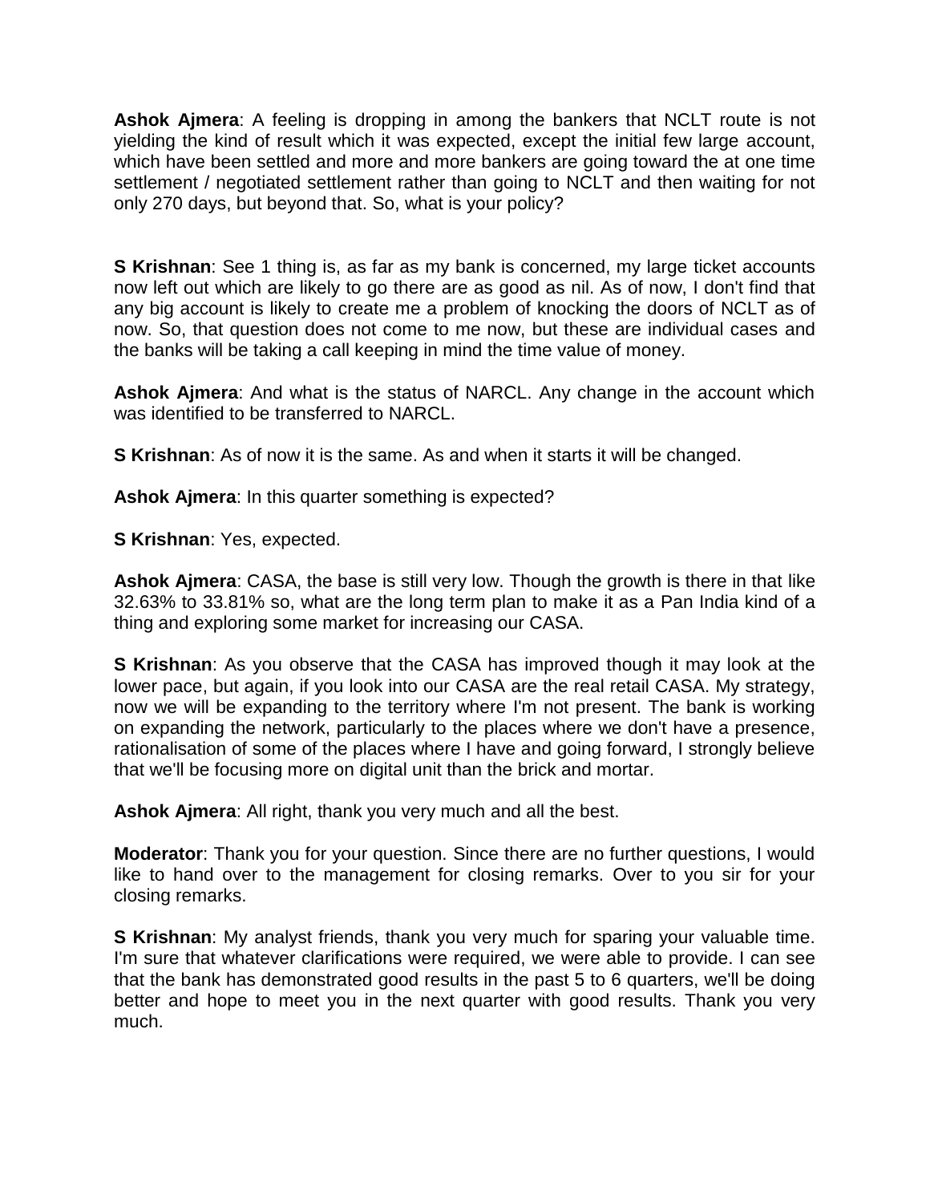**Ashok Ajmera**: A feeling is dropping in among the bankers that NCLT route is not yielding the kind of result which it was expected, except the initial few large account, which have been settled and more and more bankers are going toward the at one time settlement / negotiated settlement rather than going to NCLT and then waiting for not only 270 days, but beyond that. So, what is your policy?

**S Krishnan**: See 1 thing is, as far as my bank is concerned, my large ticket accounts now left out which are likely to go there are as good as nil. As of now, I don't find that any big account is likely to create me a problem of knocking the doors of NCLT as of now. So, that question does not come to me now, but these are individual cases and the banks will be taking a call keeping in mind the time value of money.

**Ashok Ajmera**: And what is the status of NARCL. Any change in the account which was identified to be transferred to NARCL.

**S Krishnan**: As of now it is the same. As and when it starts it will be changed.

**Ashok Ajmera**: In this quarter something is expected?

**S Krishnan**: Yes, expected.

**Ashok Ajmera**: CASA, the base is still very low. Though the growth is there in that like 32.63% to 33.81% so, what are the long term plan to make it as a Pan India kind of a thing and exploring some market for increasing our CASA.

**S Krishnan**: As you observe that the CASA has improved though it may look at the lower pace, but again, if you look into our CASA are the real retail CASA. My strategy, now we will be expanding to the territory where I'm not present. The bank is working on expanding the network, particularly to the places where we don't have a presence, rationalisation of some of the places where I have and going forward, I strongly believe that we'll be focusing more on digital unit than the brick and mortar.

**Ashok Ajmera**: All right, thank you very much and all the best.

**Moderator**: Thank you for your question. Since there are no further questions, I would like to hand over to the management for closing remarks. Over to you sir for your closing remarks.

**S Krishnan**: My analyst friends, thank you very much for sparing your valuable time. I'm sure that whatever clarifications were required, we were able to provide. I can see that the bank has demonstrated good results in the past 5 to 6 quarters, we'll be doing better and hope to meet you in the next quarter with good results. Thank you very much.